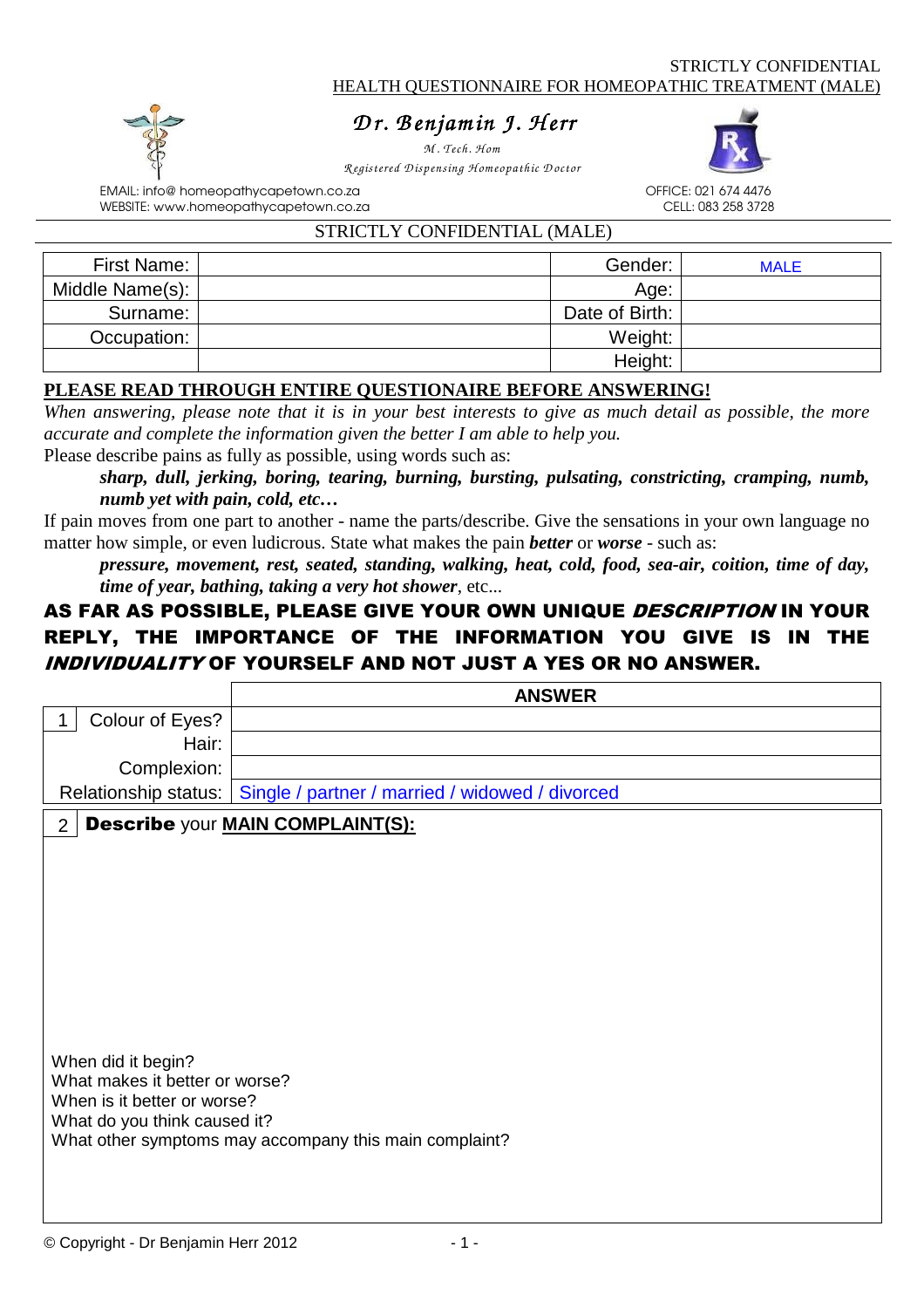STRICTLY CONFIDENTIAL

HEALTH QUESTIONNAIRE FOR HOMEOPATHIC TREATMENT (MALE)

# *Dr. Benjamin J. Herr*

*M. Tech. Hom*

*Registered Dispensing Homeopathic Doctor*

EMAIL: info@ homeopathycapetown.co.za
WEBSITE: www.homeopathycapetown.co.za

OFFICE: 021 674 4476
CELL: 083 258 3728

STRICTLY CONFIDENTIAL (MALE)

| | | | |
|---|---|---|---|
| First Name: | | Gender: | MALE |
| Middle Name(s): | | Age: | |
| Surname: | | Date of Birth: | |
| Occupation: | | Weight: | |
| | | Height: | |

**PLEASE READ THROUGH ENTIRE QUESTIONAIRE BEFORE ANSWERING!**

*When answering, please note that it is in your best interests to give as much detail as possible, the more accurate and complete the information given the better I am able to help you.*

Please describe pains as fully as possible, using words such as:

***sharp, dull, jerking, boring, tearing, burning, bursting, pulsating, constricting, cramping, numb, numb yet with pain, cold, etc…***

If pain moves from one part to another - name the parts/describe. Give the sensations in your own language no matter how simple, or even ludicrous. State what makes the pain ***better*** or ***worse*** - such as:

***pressure, movement, rest, seated, standing, walking, heat, cold, food, sea-air, coition, time of day, time of year, bathing, taking a very hot shower***, etc...

**AS FAR AS POSSIBLE, PLEASE GIVE YOUR OWN UNIQUE *DESCRIPTION* IN YOUR REPLY, THE IMPORTANCE OF THE INFORMATION YOU GIVE IS IN THE *INDIVIDUALITY* OF YOURSELF AND NOT JUST A YES OR NO ANSWER.**

| | ANSWER |
|---|---|
| 1 Colour of Eyes? | |
| Hair: | |
| Complexion: | |
| Relationship status: | Single / partner / married / widowed / divorced |

2 **Describe** your **MAIN COMPLAINT(S):**

When did it begin?
What makes it better or worse?
When is it better or worse?
What do you think caused it?
What other symptoms may accompany this main complaint?

© Copyright - Dr Benjamin Herr 2012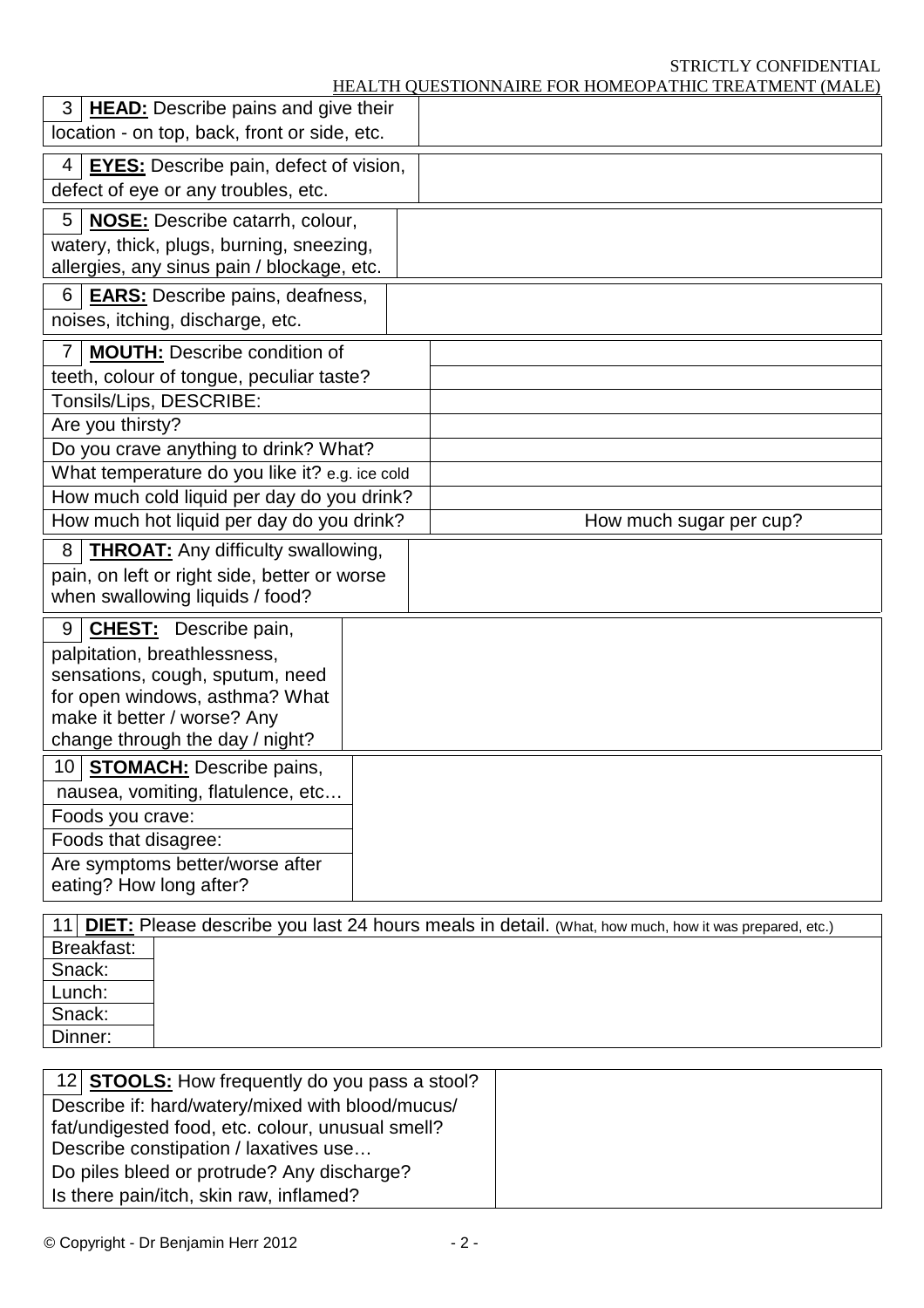| | |
|---|---|
| 3 **HEAD:** Describe pains and give their location - on top, back, front or side, etc. | |

| | |
|---|---|
| 4 **EYES:** Describe pain, defect of vision, defect of eye or any troubles, etc. | |

| | |
|---|---|
| 5 **NOSE:** Describe catarrh, colour, watery, thick, plugs, burning, sneezing, allergies, any sinus pain / blockage, etc. | |

| | |
|---|---|
| 6 **EARS:** Describe pains, deafness, noises, itching, discharge, etc. | |

| | |
|---|---|
| 7 **MOUTH:** Describe condition of teeth, colour of tongue, peculiar taste? | |
| Tonsils/Lips, DESCRIBE: | |
| Are you thirsty? | |
| Do you crave anything to drink? What? | |
| What temperature do you like it? e.g. ice cold | |
| How much cold liquid per day do you drink? | |
| How much hot liquid per day do you drink? | How much sugar per cup? |

| | |
|---|---|
| 8 **THROAT:** Any difficulty swallowing, pain, on left or right side, better or worse when swallowing liquids / food? | |

| | |
|---|---|
| 9 **CHEST:** Describe pain, palpitation, breathlessness, sensations, cough, sputum, need for open windows, asthma? What make it better / worse? Any change through the day / night? | |

| | |
|---|---|
| 10 **STOMACH:** Describe pains, nausea, vomiting, flatulence, etc… | |
| Foods you crave: | |
| Foods that disagree: | |
| Are symptoms better/worse after eating? How long after? | |

| 11 **DIET:** Please describe you last 24 hours meals in detail. (What, how much, how it was prepared, etc.) | |
|---|---|
| Breakfast: | |
| Snack: | |
| Lunch: | |
| Snack: | |
| Dinner: | |

| | |
|---|---|
| 12 **STOOLS:** How frequently do you pass a stool? Describe if: hard/watery/mixed with blood/mucus/ fat/undigested food, etc. colour, unusual smell? Describe constipation / laxatives use… Do piles bleed or protrude? Any discharge? Is there pain/itch, skin raw, inflamed? | |

© Copyright - Dr Benjamin Herr 2012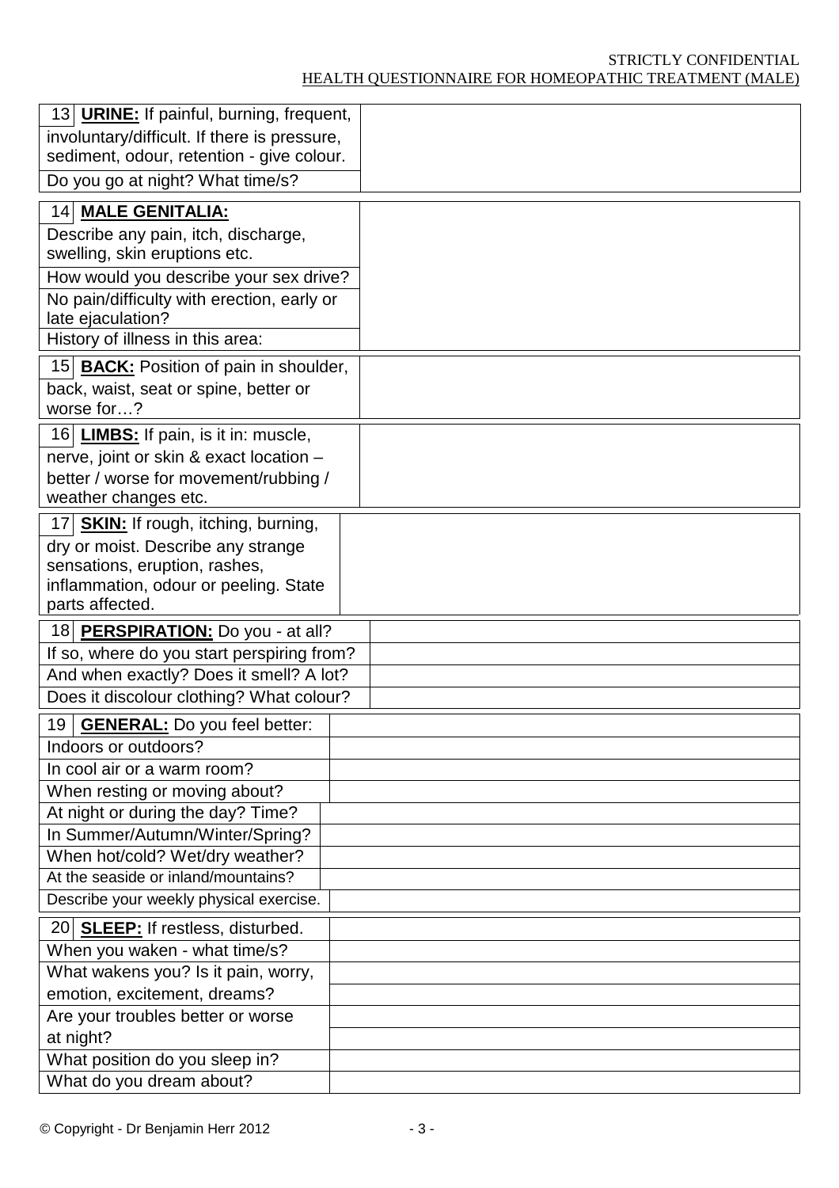| | |
|---|---|
| 13 **URINE:** If painful, burning, frequent, involuntary/difficult. If there is pressure, sediment, odour, retention - give colour. | |
| Do you go at night? What time/s? | |

| | |
|---|---|
| 14 **MALE GENITALIA:** | |
| Describe any pain, itch, discharge, swelling, skin eruptions etc. | |
| How would you describe your sex drive? | |
| No pain/difficulty with erection, early or late ejaculation? | |
| History of illness in this area: | |

| | |
|---|---|
| 15 **BACK:** Position of pain in shoulder, back, waist, seat or spine, better or worse for…? | |

| | |
|---|---|
| 16 **LIMBS:** If pain, is it in: muscle, nerve, joint or skin & exact location – better / worse for movement/rubbing / weather changes etc. | |

| | |
|---|---|
| 17 **SKIN:** If rough, itching, burning, dry or moist. Describe any strange sensations, eruption, rashes, inflammation, odour or peeling. State parts affected. | |

| | |
|---|---|
| 18 **PERSPIRATION:** Do you - at all? | |
| If so, where do you start perspiring from? | |
| And when exactly? Does it smell? A lot? | |
| Does it discolour clothing? What colour? | |

| | |
|---|---|
| 19 **GENERAL:** Do you feel better: | |
| Indoors or outdoors? | |
| In cool air or a warm room? | |
| When resting or moving about? | |
| At night or during the day? Time? | |
| In Summer/Autumn/Winter/Spring? | |
| When hot/cold? Wet/dry weather? | |
| At the seaside or inland/mountains? | |
| Describe your weekly physical exercise. | |

| | |
|---|---|
| 20 **SLEEP:** If restless, disturbed. | |
| When you waken - what time/s? | |
| What wakens you? Is it pain, worry, emotion, excitement, dreams? | |
| Are your troubles better or worse at night? | |
| What position do you sleep in? | |
| What do you dream about? | |

© Copyright - Dr Benjamin Herr 2012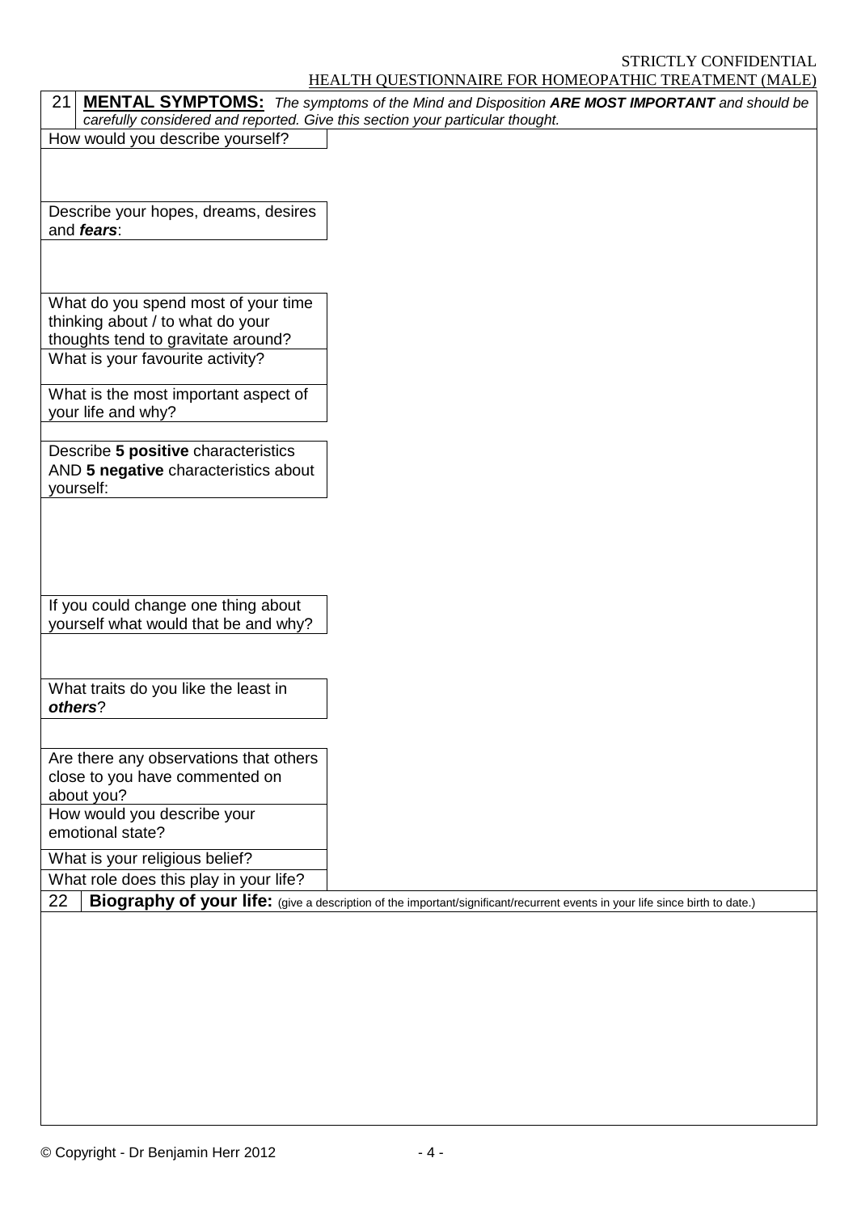STRICTLY CONFIDENTIAL
HEALTH QUESTIONNAIRE FOR HOMEOPATHIC TREATMENT (MALE)

| | |
|---|---|
| 21 | **MENTAL SYMPTOMS:** *The symptoms of the Mind and Disposition* ***ARE MOST IMPORTANT*** *and should be carefully considered and reported. Give this section your particular thought.* |

| | |
|---|---|
| How would you describe yourself? | |
| Describe your hopes, dreams, desires and ***fears***: | |
| What do you spend most of your time thinking about / to what do your thoughts tend to gravitate around? | |
| What is your favourite activity? | |
| What is the most important aspect of your life and why? | |
| Describe **5 positive** characteristics AND **5 negative** characteristics about yourself: | |
| If you could change one thing about yourself what would that be and why? | |
| What traits do you like the least in ***others***? | |
| Are there any observations that others close to you have commented on about you? | |
| How would you describe your emotional state? | |
| What is your religious belief? | |
| What role does this play in your life? | |

| | |
|---|---|
| 22 | **Biography of your life:** (give a description of the important/significant/recurrent events in your life since birth to date.) |

© Copyright - Dr Benjamin Herr 2012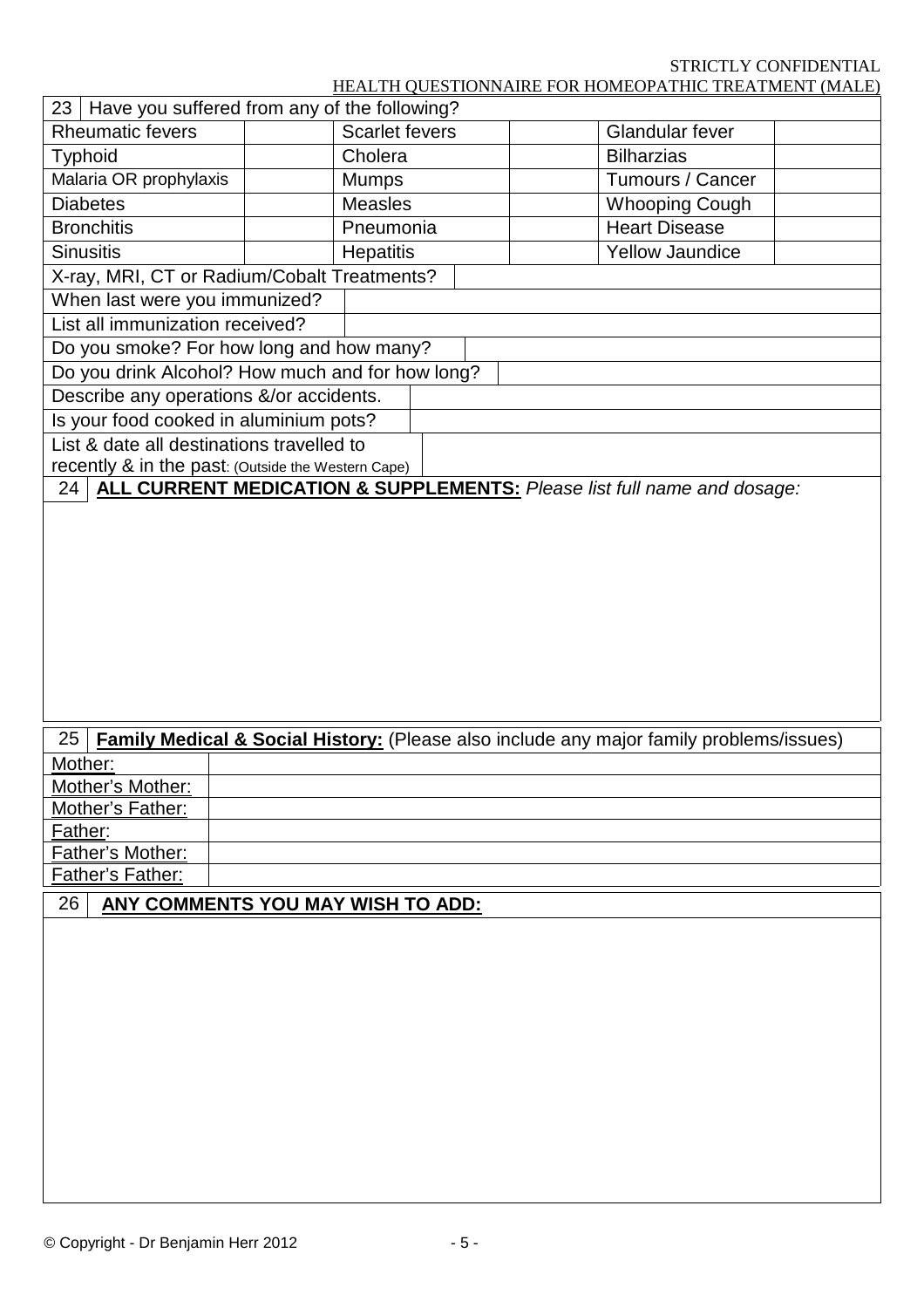| 23 | Have you suffered from any of the following? | | | | |
|---|---|---|---|---|---|
| Rheumatic fevers | | Scarlet fevers | | Glandular fever | |
| Typhoid | | Cholera | | Bilharzias | |
| Malaria OR prophylaxis | | Mumps | | Tumours / Cancer | |
| Diabetes | | Measles | | Whooping Cough | |
| Bronchitis | | Pneumonia | | Heart Disease | |
| Sinusitis | | Hepatitis | | Yellow Jaundice | |

| | |
|---|---|
| X-ray, MRI, CT or Radium/Cobalt Treatments? | |
| When last were you immunized? | |
| List all immunization received? | |
| Do you smoke? For how long and how many? | |
| Do you drink Alcohol? How much and for how long? | |
| Describe any operations &/or accidents. | |
| Is your food cooked in aluminium pots? | |
| List & date all destinations travelled to recently & in the past: (Outside the Western Cape) | |

**24 ALL CURRENT MEDICATION & SUPPLEMENTS:** *Please list full name and dosage:*

**25 Family Medical & Social History:** (Please also include any major family problems/issues)

| | |
|---|---|
| Mother: | |
| Mother's Mother: | |
| Mother's Father: | |
| Father: | |
| Father's Mother: | |
| Father's Father: | |

**26 ANY COMMENTS YOU MAY WISH TO ADD:**

© Copyright - Dr Benjamin Herr 2012